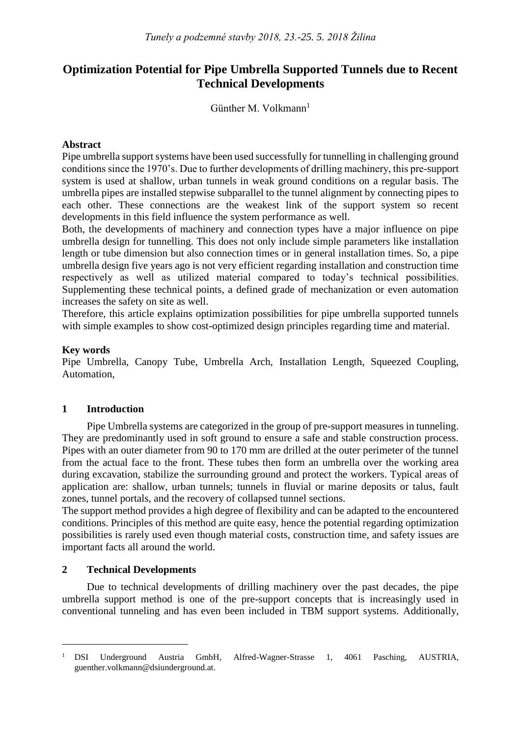# Optimization Potential for Pipe Umbrella Supported Tunnels due to Recent Technical Developments

Günther M. Volkmann[1]

### Abstract

Pipe umbrella support systems have been used successfully for tunnelling in challenging ground conditions since the 1970's. Due to further developments of drilling machinery, this pre-support system is used at shallow, urban tunnels in weak ground conditions on a regular basis. The umbrella pipes are installed stepwise subparallel to the tunnel alignment by connecting pipes to each other. These connections are the weakest link of the support system so recent developments in this field influence the system performance as well.

Both, the developments of machinery and connection types have a major influence on pipe umbrella design for tunnelling. This does not only include simple parameters like installation length or tube dimension but also connection times or in general installation times. So, a pipe umbrella design five years ago is not very efficient regarding installation and construction time respectively as well as utilized material compared to today's technical possibilities. Supplementing these technical points, a defined grade of mechanization or even automation increases the safety on site as well.

Therefore, this article explains optimization possibilities for pipe umbrella supported tunnels with simple examples to show cost-optimized design principles regarding time and material.

### Key words

Pipe Umbrella, Canopy Tube, Umbrella Arch, Installation Length, Squeezed Coupling, Automation,

## 1 Introduction

Pipe Umbrella systems are categorized in the group of pre-support measures in tunneling. They are predominantly used in soft ground to ensure a safe and stable construction process. Pipes with an outer diameter from 90 to 170 mm are drilled at the outer perimeter of the tunnel from the actual face to the front. These tubes then form an umbrella over the working area during excavation, stabilize the surrounding ground and protect the workers. Typical areas of application are: shallow, urban tunnels; tunnels in fluvial or marine deposits or talus, fault zones, tunnel portals, and the recovery of collapsed tunnel sections.

The support method provides a high degree of flexibility and can be adapted to the encountered conditions. Principles of this method are quite easy, hence the potential regarding optimization possibilities is rarely used even though material costs, construction time, and safety issues are important facts all around the world.

## 2 Technical Developments

Due to technical developments of drilling machinery over the past decades, the pipe umbrella support method is one of the pre-support concepts that is increasingly used in conventional tunneling and has even been included in TBM support systems. Additionally,

---

[1] DSI Underground Austria GmbH, Alfred-Wagner-Strasse 1, 4061 Pasching, AUSTRIA, guenther.volkmann@dsiunderground.at.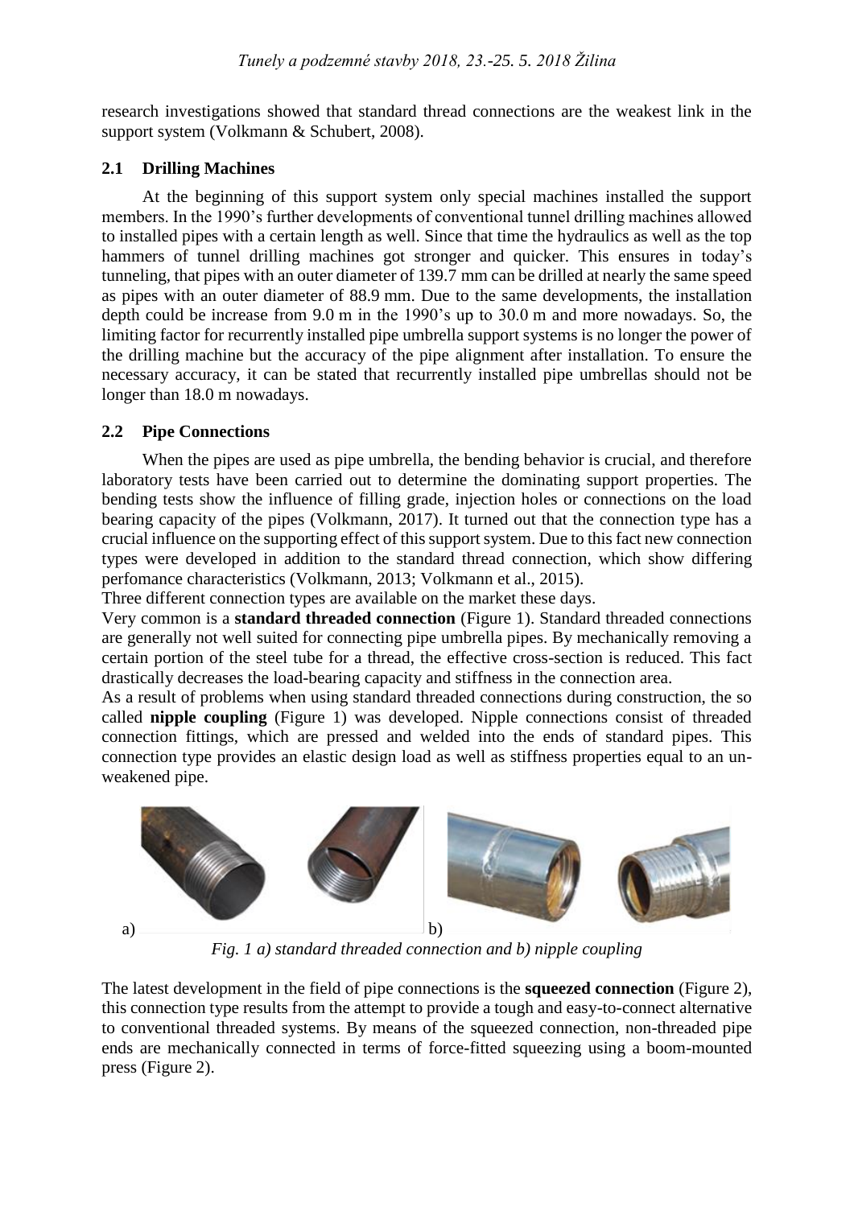research investigations showed that standard thread connections are the weakest link in the support system (Volkmann & Schubert, 2008).

### 2.1 Drilling Machines

At the beginning of this support system only special machines installed the support members. In the 1990's further developments of conventional tunnel drilling machines allowed to installed pipes with a certain length as well. Since that time the hydraulics as well as the top hammers of tunnel drilling machines got stronger and quicker. This ensures in today's tunneling, that pipes with an outer diameter of 139.7 mm can be drilled at nearly the same speed as pipes with an outer diameter of 88.9 mm. Due to the same developments, the installation depth could be increase from 9.0 m in the 1990's up to 30.0 m and more nowadays. So, the limiting factor for recurrently installed pipe umbrella support systems is no longer the power of the drilling machine but the accuracy of the pipe alignment after installation. To ensure the necessary accuracy, it can be stated that recurrently installed pipe umbrellas should not be longer than 18.0 m nowadays.

### 2.2 Pipe Connections

When the pipes are used as pipe umbrella, the bending behavior is crucial, and therefore laboratory tests have been carried out to determine the dominating support properties. The bending tests show the influence of filling grade, injection holes or connections on the load bearing capacity of the pipes (Volkmann, 2017). It turned out that the connection type has a crucial influence on the supporting effect of this support system. Due to this fact new connection types were developed in addition to the standard thread connection, which show differing perfomance characteristics (Volkmann, 2013; Volkmann et al., 2015).

Three different connection types are available on the market these days.

Very common is a **standard threaded connection** (Figure 1). Standard threaded connections are generally not well suited for connecting pipe umbrella pipes. By mechanically removing a certain portion of the steel tube for a thread, the effective cross-section is reduced. This fact drastically decreases the load-bearing capacity and stiffness in the connection area.

As a result of problems when using standard threaded connections during construction, the so called **nipple coupling** (Figure 1) was developed. Nipple connections consist of threaded connection fittings, which are pressed and welded into the ends of standard pipes. This connection type provides an elastic design load as well as stiffness properties equal to an un-weakened pipe.

a) b)

*Fig. 1 a) standard threaded connection and b) nipple coupling*

The latest development in the field of pipe connections is the **squeezed connection** (Figure 2), this connection type results from the attempt to provide a tough and easy-to-connect alternative to conventional threaded systems. By means of the squeezed connection, non-threaded pipe ends are mechanically connected in terms of force-fitted squeezing using a boom-mounted press (Figure 2).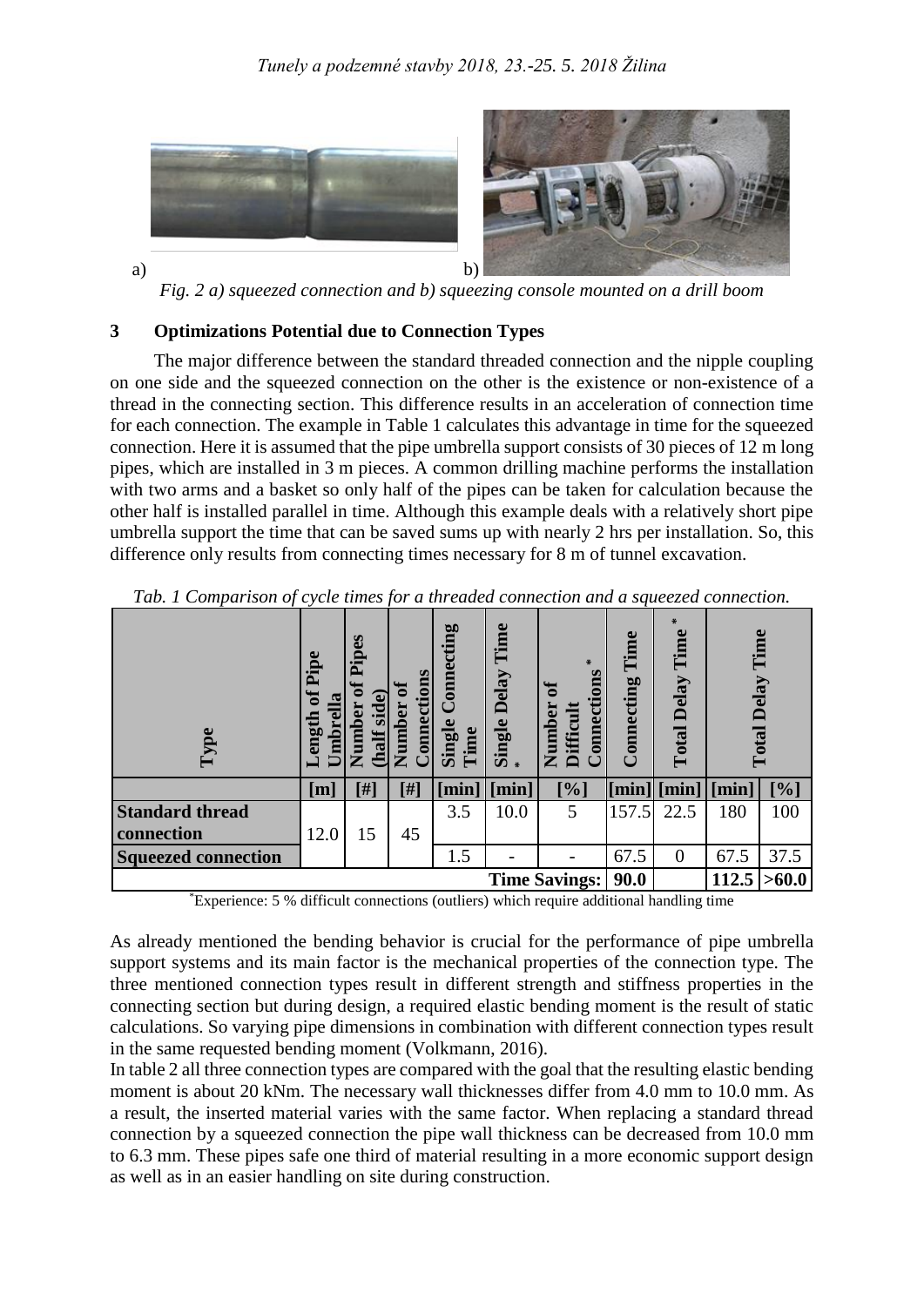a) b)

*Fig. 2 a) squeezed connection and b) squeezing console mounted on a drill boom*

## 3 Optimizations Potential due to Connection Types

The major difference between the standard threaded connection and the nipple coupling on one side and the squeezed connection on the other is the existence or non-existence of a thread in the connecting section. This difference results in an acceleration of connection time for each connection. The example in Table 1 calculates this advantage in time for the squeezed connection. Here it is assumed that the pipe umbrella support consists of 30 pieces of 12 m long pipes, which are installed in 3 m pieces. A common drilling machine performs the installation with two arms and a basket so only half of the pipes can be taken for calculation because the other half is installed parallel in time. Although this example deals with a relatively short pipe umbrella support the time that can be saved sums up with nearly 2 hrs per installation. So, this difference only results from connecting times necessary for 8 m of tunnel excavation.

*Tab. 1 Comparison of cycle times for a threaded connection and a squeezed connection.*

| Type | Length of Pipe Umbrella | Number of Pipes (half side) | Number of Connections | Single Connecting Time | Single Delay Time* | Number of Difficult Connections* | Connecting Time | Total Delay Time* | Total Delay Time | |
|---|---|---|---|---|---|---|---|---|---|---|
| | [m] | [#] | [#] | [min] | [min] | [%] | [min] | [min] | [min] | [%] |
| **Standard thread connection** | 12.0 | 15 | 45 | 3.5 | 10.0 | 5 | 157.5 | 22.5 | 180 | 100 |
| **Squeezed connection** | | | | 1.5 | - | - | 67.5 | 0 | 67.5 | 37.5 |
| | | | | | | **Time Savings:** | **90.0** | | **112.5** | **>60.0** |

*Experience: 5 % difficult connections (outliers) which require additional handling time

As already mentioned the bending behavior is crucial for the performance of pipe umbrella support systems and its main factor is the mechanical properties of the connection type. The three mentioned connection types result in different strength and stiffness properties in the connecting section but during design, a required elastic bending moment is the result of static calculations. So varying pipe dimensions in combination with different connection types result in the same requested bending moment (Volkmann, 2016).

In table 2 all three connection types are compared with the goal that the resulting elastic bending moment is about 20 kNm. The necessary wall thicknesses differ from 4.0 mm to 10.0 mm. As a result, the inserted material varies with the same factor. When replacing a standard thread connection by a squeezed connection the pipe wall thickness can be decreased from 10.0 mm to 6.3 mm. These pipes safe one third of material resulting in a more economic support design as well as in an easier handling on site during construction.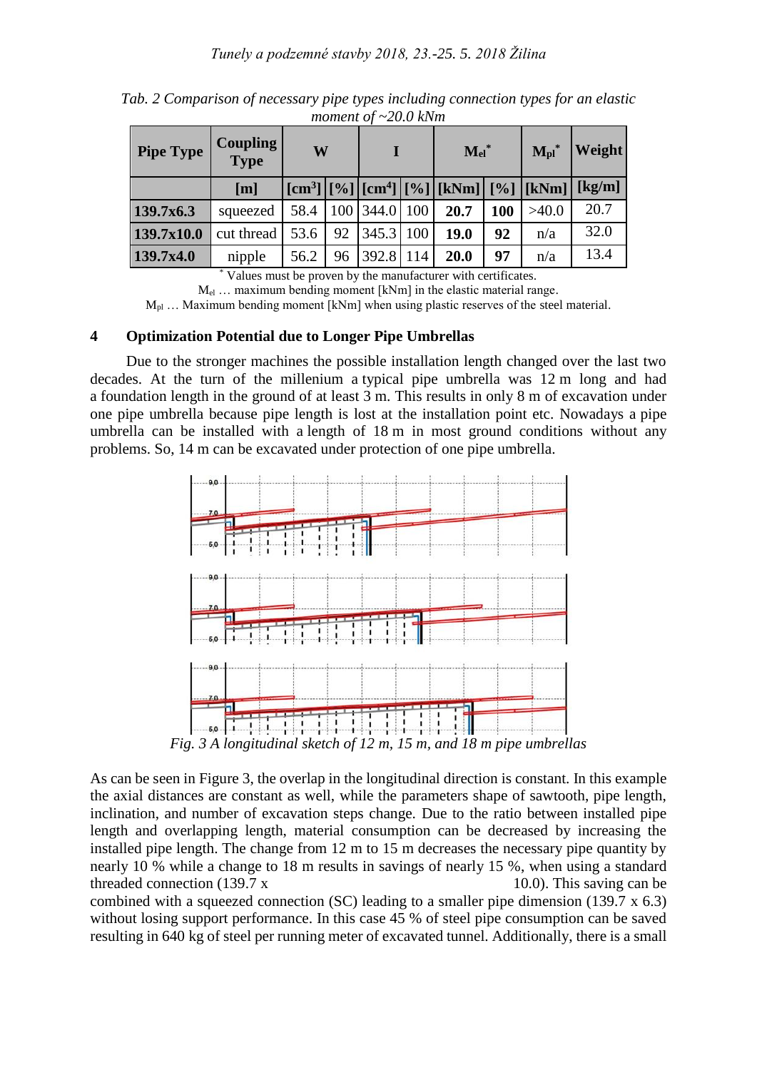*Tab. 2 Comparison of necessary pipe types including connection types for an elastic moment of ~20.0 kNm*

| Pipe Type | Coupling Type | W | | I | | $M_{el}$* | | $M_{pl}$* | Weight |
|---|---|---|---|---|---|---|---|---|---|
| | [m] | [cm³] | [%] | [cm⁴] | [%] | [kNm] | [%] | [kNm] | [kg/m] |
| **139.7x6.3** | squeezed | 58.4 | 100 | 344.0 | 100 | **20.7** | **100** | >40.0 | 20.7 |
| **139.7x10.0** | cut thread | 53.6 | 92 | 345.3 | 100 | **19.0** | **92** | n/a | 32.0 |
| **139.7x4.0** | nipple | 56.2 | 96 | 392.8 | 114 | **20.0** | **97** | n/a | 13.4 |

\* Values must be proven by the manufacturer with certificates.

$M_{el}$ … maximum bending moment [kNm] in the elastic material range.

$M_{pl}$ … Maximum bending moment [kNm] when using plastic reserves of the steel material.

## 4 Optimization Potential due to Longer Pipe Umbrellas

Due to the stronger machines the possible installation length changed over the last two decades. At the turn of the millenium a typical pipe umbrella was 12 m long and had a foundation length in the ground of at least 3 m. This results in only 8 m of excavation under one pipe umbrella because pipe length is lost at the installation point etc. Nowadays a pipe umbrella can be installed with a length of 18 m in most ground conditions without any problems. So, 14 m can be excavated under protection of one pipe umbrella.

*Fig. 3 A longitudinal sketch of 12 m, 15 m, and 18 m pipe umbrellas*

As can be seen in Figure 3, the overlap in the longitudinal direction is constant. In this example the axial distances are constant as well, while the parameters shape of sawtooth, pipe length, inclination, and number of excavation steps change. Due to the ratio between installed pipe length and overlapping length, material consumption can be decreased by increasing the installed pipe length. The change from 12 m to 15 m decreases the necessary pipe quantity by nearly 10 % while a change to 18 m results in savings of nearly 15 %, when using a standard threaded connection (139.7 x 10.0). This saving can be combined with a squeezed connection (SC) leading to a smaller pipe dimension (139.7 x 6.3) without losing support performance. In this case 45 % of steel pipe consumption can be saved resulting in 640 kg of steel per running meter of excavated tunnel. Additionally, there is a small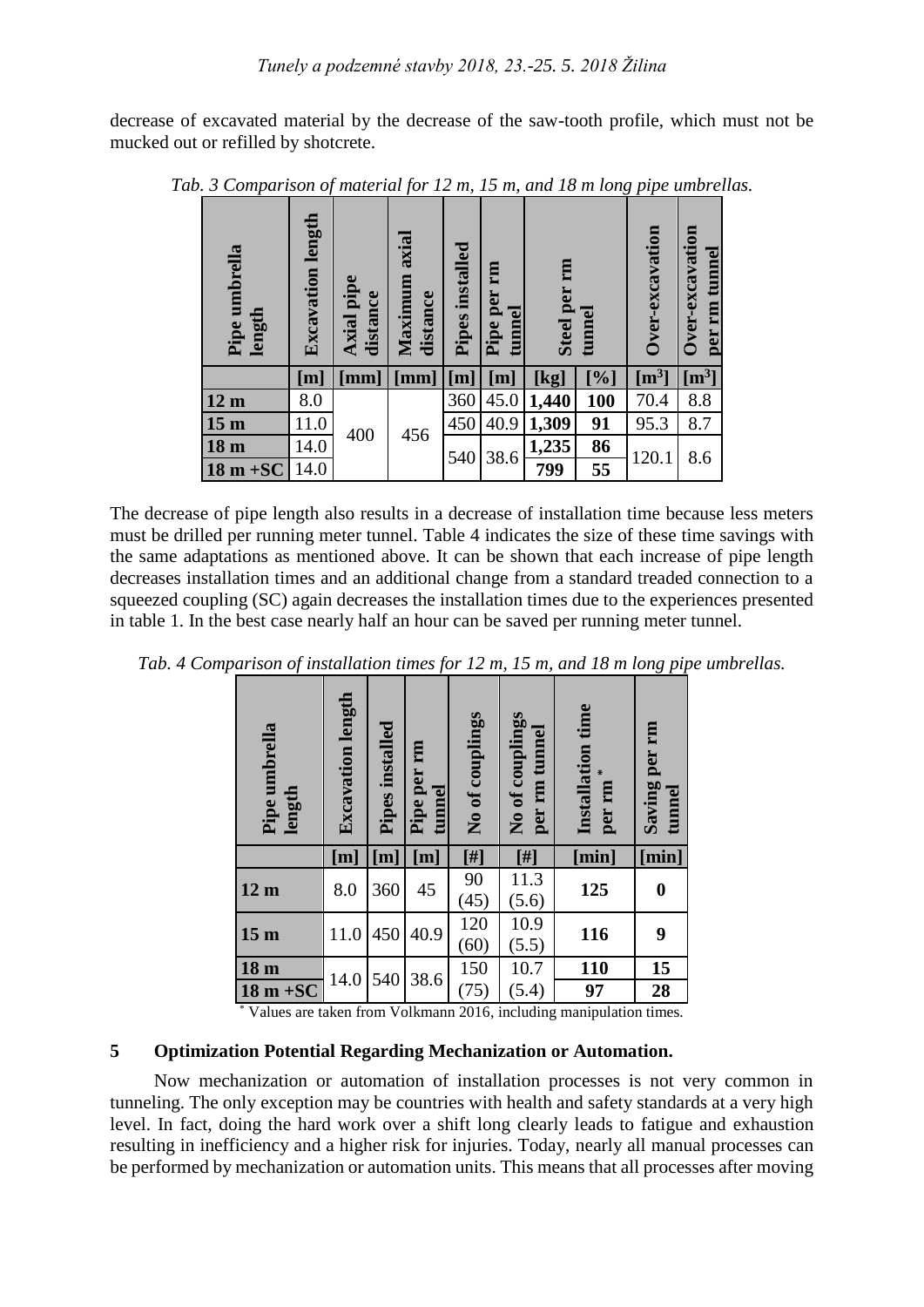decrease of excavated material by the decrease of the saw-tooth profile, which must not be mucked out or refilled by shotcrete.

*Tab. 3 Comparison of material for 12 m, 15 m, and 18 m long pipe umbrellas.*

| Pipe umbrella length | Excavation length | Axial pipe distance | Maximum axial distance | Pipes installed | Pipe per rm tunnel | Steel per rm tunnel | | Over-excavation | Over-excavation per rm tunnel |
|---|---|---|---|---|---|---|---|---|---|
| | [m] | [mm] | [mm] | [m] | [m] | [kg] | [%] | [m³] | [m³] |
| **12 m** | 8.0 | 400 | 456 | 360 | 45.0 | **1,440** | **100** | 70.4 | 8.8 |
| **15 m** | 11.0 | | | 450 | 40.9 | **1,309** | **91** | 95.3 | 8.7 |
| **18 m** | 14.0 | | | 540 | 38.6 | **1,235** | **86** | 120.1 | 8.6 |
| **18 m +SC** | 14.0 | | | | | **799** | **55** | | |

The decrease of pipe length also results in a decrease of installation time because less meters must be drilled per running meter tunnel. Table 4 indicates the size of these time savings with the same adaptations as mentioned above. It can be shown that each increase of pipe length decreases installation times and an additional change from a standard treaded connection to a squeezed coupling (SC) again decreases the installation times due to the experiences presented in table 1. In the best case nearly half an hour can be saved per running meter tunnel.

*Tab. 4 Comparison of installation times for 12 m, 15 m, and 18 m long pipe umbrellas.*

| Pipe umbrella length | Excavation length | Pipes installed | Pipe per rm tunnel | No of couplings | No of couplings per rm tunnel | Installation time per rm* | Saving per rm tunnel |
|---|---|---|---|---|---|---|---|
| | [m] | [m] | [m] | [#] | [#] | [min] | [min] |
| **12 m** | 8.0 | 360 | 45 | 90 (45) | 11.3 (5.6) | **125** | **0** |
| **15 m** | 11.0 | 450 | 40.9 | 120 (60) | 10.9 (5.5) | **116** | **9** |
| **18 m** | 14.0 | 540 | 38.6 | 150 (75) | 10.7 (5.4) | **110** | **15** |
| **18 m +SC** | | | | | | **97** | **28** |

\* Values are taken from Volkmann 2016, including manipulation times.

## 5 Optimization Potential Regarding Mechanization or Automation.

Now mechanization or automation of installation processes is not very common in tunneling. The only exception may be countries with health and safety standards at a very high level. In fact, doing the hard work over a shift long clearly leads to fatigue and exhaustion resulting in inefficiency and a higher risk for injuries. Today, nearly all manual processes can be performed by mechanization or automation units. This means that all processes after moving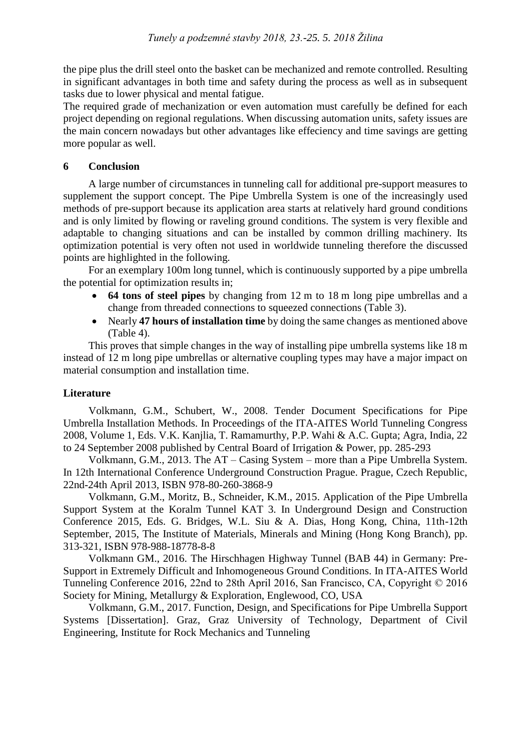the pipe plus the drill steel onto the basket can be mechanized and remote controlled. Resulting in significant advantages in both time and safety during the process as well as in subsequent tasks due to lower physical and mental fatigue.

The required grade of mechanization or even automation must carefully be defined for each project depending on regional regulations. When discussing automation units, safety issues are the main concern nowadays but other advantages like effeciency and time savings are getting more popular as well.

## 6 Conclusion

A large number of circumstances in tunneling call for additional pre-support measures to supplement the support concept. The Pipe Umbrella System is one of the increasingly used methods of pre-support because its application area starts at relatively hard ground conditions and is only limited by flowing or raveling ground conditions. The system is very flexible and adaptable to changing situations and can be installed by common drilling machinery. Its optimization potential is very often not used in worldwide tunneling therefore the discussed points are highlighted in the following.

For an exemplary 100m long tunnel, which is continuously supported by a pipe umbrella the potential for optimization results in;

- **64 tons of steel pipes** by changing from 12 m to 18 m long pipe umbrellas and a change from threaded connections to squeezed connections (Table 3).
- Nearly **47 hours of installation time** by doing the same changes as mentioned above (Table 4).

This proves that simple changes in the way of installing pipe umbrella systems like 18 m instead of 12 m long pipe umbrellas or alternative coupling types may have a major impact on material consumption and installation time.

## Literature

Volkmann, G.M., Schubert, W., 2008. Tender Document Specifications for Pipe Umbrella Installation Methods. In Proceedings of the ITA-AITES World Tunneling Congress 2008, Volume 1, Eds. V.K. Kanjlia, T. Ramamurthy, P.P. Wahi & A.C. Gupta; Agra, India, 22 to 24 September 2008 published by Central Board of Irrigation & Power, pp. 285-293

Volkmann, G.M., 2013. The AT – Casing System – more than a Pipe Umbrella System. In 12th International Conference Underground Construction Prague. Prague, Czech Republic, 22nd-24th April 2013, ISBN 978-80-260-3868-9

Volkmann, G.M., Moritz, B., Schneider, K.M., 2015. Application of the Pipe Umbrella Support System at the Koralm Tunnel KAT 3. In Underground Design and Construction Conference 2015, Eds. G. Bridges, W.L. Siu & A. Dias, Hong Kong, China, 11th-12th September, 2015, The Institute of Materials, Minerals and Mining (Hong Kong Branch), pp. 313-321, ISBN 978-988-18778-8-8

Volkmann GM., 2016. The Hirschhagen Highway Tunnel (BAB 44) in Germany: Pre-Support in Extremely Difficult and Inhomogeneous Ground Conditions. In ITA-AITES World Tunneling Conference 2016, 22nd to 28th April 2016, San Francisco, CA, Copyright © 2016 Society for Mining, Metallurgy & Exploration, Englewood, CO, USA

Volkmann, G.M., 2017. Function, Design, and Specifications for Pipe Umbrella Support Systems [Dissertation]. Graz, Graz University of Technology, Department of Civil Engineering, Institute for Rock Mechanics and Tunneling